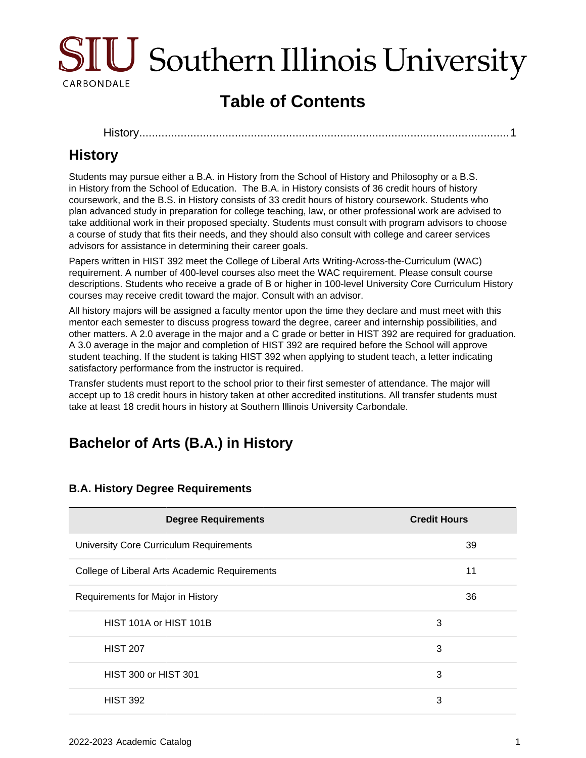# Table of Contents

History....................................................................................................................1

## History

Students may pursue either a B.A. in History from the School of History and Philosophy or a B.S. in History from the School of Education. The B.A. in History consists of 36 credit hours of history coursework, and the B.S. in History consists of 33 credit hours of history coursework. Students who plan advanced study in preparation for college teaching, law, or other professional work are advised to take additional work in their proposed specialty. Students must consult with program advisors to choose a course of study that fits their needs, and they should also consult with college and career services advisors for assistance in determining their career goals.

Papers written in HIST 392 meet the College of Liberal Arts Writing-Across-the-Curriculum (WAC) requirement. A number of 400-level courses also meet the WAC requirement. Please consult course descriptions. Students who receive a grade of B or higher in 100-level University Core Curriculum History courses may receive credit toward the major. Consult with an advisor.

All history majors will be assigned a faculty mentor upon the time they declare and must meet with this mentor each semester to discuss progress toward the degree, career and internship possibilities, and other matters. A 2.0 average in the major and a C grade or better in HIST 392 are required for graduation. A 3.0 average in the major and completion of HIST 392 are required before the School will approve student teaching. If the student is taking HIST 392 when applying to student teach, a letter indicating satisfactory performance from the instructor is required.

Transfer students must report to the school prior to their first semester of attendance. The major will accept up to 18 credit hours in history taken at other accredited institutions. All transfer students must take at least 18 credit hours in history at Southern Illinois University Carbondale.

## Bachelor of Arts (B.A.) in History

### B.A. History Degree Requirements

| Degree Requirements | | Credit Hours |
|---|---|---|
| University Core Curriculum Requirements | | 39 |
| College of Liberal Arts Academic Requirements | | 11 |
| Requirements for Major in History | | 36 |
| HIST 101A or HIST 101B | 3 | |
| HIST 207 | 3 | |
| HIST 300 or HIST 301 | 3 | |
| HIST 392 | 3 | |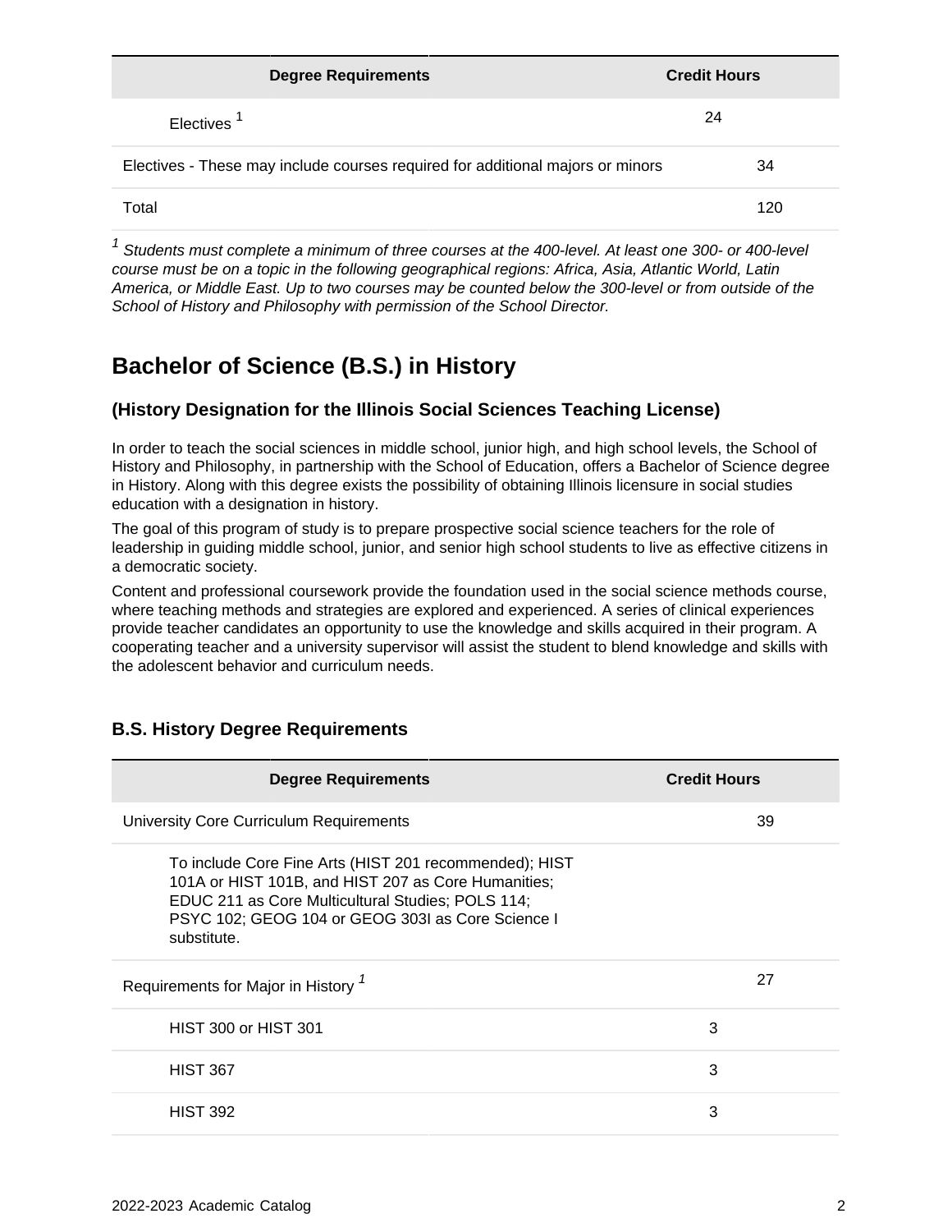| Degree Requirements | | Credit Hours |
| --- | --- | --- |
| Electives [1] | 24 | |
| Electives - These may include courses required for additional majors or minors | | 34 |
| Total | | 120 |

*[1] Students must complete a minimum of three courses at the 400-level. At least one 300- or 400-level course must be on a topic in the following geographical regions: Africa, Asia, Atlantic World, Latin America, or Middle East. Up to two courses may be counted below the 300-level or from outside of the School of History and Philosophy with permission of the School Director.*

## Bachelor of Science (B.S.) in History

### (History Designation for the Illinois Social Sciences Teaching License)

In order to teach the social sciences in middle school, junior high, and high school levels, the School of History and Philosophy, in partnership with the School of Education, offers a Bachelor of Science degree in History. Along with this degree exists the possibility of obtaining Illinois licensure in social studies education with a designation in history.

The goal of this program of study is to prepare prospective social science teachers for the role of leadership in guiding middle school, junior, and senior high school students to live as effective citizens in a democratic society.

Content and professional coursework provide the foundation used in the social science methods course, where teaching methods and strategies are explored and experienced. A series of clinical experiences provide teacher candidates an opportunity to use the knowledge and skills acquired in their program. A cooperating teacher and a university supervisor will assist the student to blend knowledge and skills with the adolescent behavior and curriculum needs.

### B.S. History Degree Requirements

| Degree Requirements | | Credit Hours |
| --- | --- | --- |
| University Core Curriculum Requirements | | 39 |
| To include Core Fine Arts (HIST 201 recommended); HIST 101A or HIST 101B, and HIST 207 as Core Humanities; EDUC 211 as Core Multicultural Studies; POLS 114; PSYC 102; GEOG 104 or GEOG 303I as Core Science I substitute. | | |
| Requirements for Major in History [1] | | 27 |
| HIST 300 or HIST 301 | 3 | |
| HIST 367 | 3 | |
| HIST 392 | 3 | |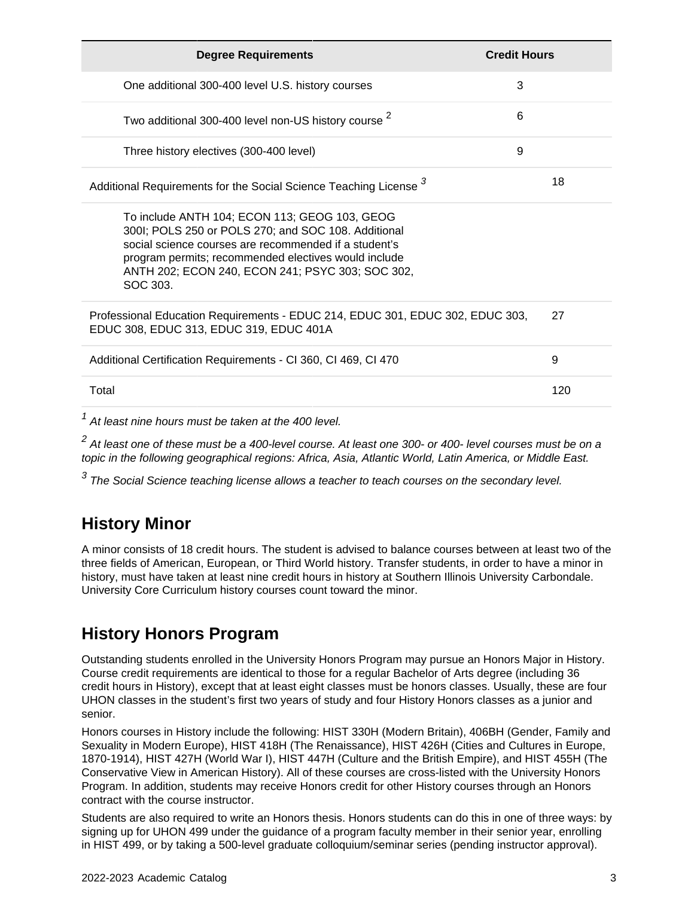| Degree Requirements | Credit Hours |
| --- | --- |
| One additional 300-400 level U.S. history courses | 3 |
| Two additional 300-400 level non-US history course [2] | 6 |
| Three history electives (300-400 level) | 9 |
| Additional Requirements for the Social Science Teaching License [3] | 18 |
| To include ANTH 104; ECON 113; GEOG 103, GEOG 300I; POLS 250 or POLS 270; and SOC 108. Additional social science courses are recommended if a student's program permits; recommended electives would include ANTH 202; ECON 240, ECON 241; PSYC 303; SOC 302, SOC 303. | |
| Professional Education Requirements - EDUC 214, EDUC 301, EDUC 302, EDUC 303, EDUC 308, EDUC 313, EDUC 319, EDUC 401A | 27 |
| Additional Certification Requirements - CI 360, CI 469, CI 470 | 9 |
| Total | 120 |

[1] *At least nine hours must be taken at the 400 level.*

[2] *At least one of these must be a 400-level course. At least one 300- or 400- level courses must be on a topic in the following geographical regions: Africa, Asia, Atlantic World, Latin America, or Middle East.*

[3] *The Social Science teaching license allows a teacher to teach courses on the secondary level.*

## History Minor

A minor consists of 18 credit hours. The student is advised to balance courses between at least two of the three fields of American, European, or Third World history. Transfer students, in order to have a minor in history, must have taken at least nine credit hours in history at Southern Illinois University Carbondale. University Core Curriculum history courses count toward the minor.

## History Honors Program

Outstanding students enrolled in the University Honors Program may pursue an Honors Major in History. Course credit requirements are identical to those for a regular Bachelor of Arts degree (including 36 credit hours in History), except that at least eight classes must be honors classes. Usually, these are four UHON classes in the student's first two years of study and four History Honors classes as a junior and senior.

Honors courses in History include the following: HIST 330H (Modern Britain), 406BH (Gender, Family and Sexuality in Modern Europe), HIST 418H (The Renaissance), HIST 426H (Cities and Cultures in Europe, 1870-1914), HIST 427H (World War I), HIST 447H (Culture and the British Empire), and HIST 455H (The Conservative View in American History). All of these courses are cross-listed with the University Honors Program. In addition, students may receive Honors credit for other History courses through an Honors contract with the course instructor.

Students are also required to write an Honors thesis. Honors students can do this in one of three ways: by signing up for UHON 499 under the guidance of a program faculty member in their senior year, enrolling in HIST 499, or by taking a 500-level graduate colloquium/seminar series (pending instructor approval).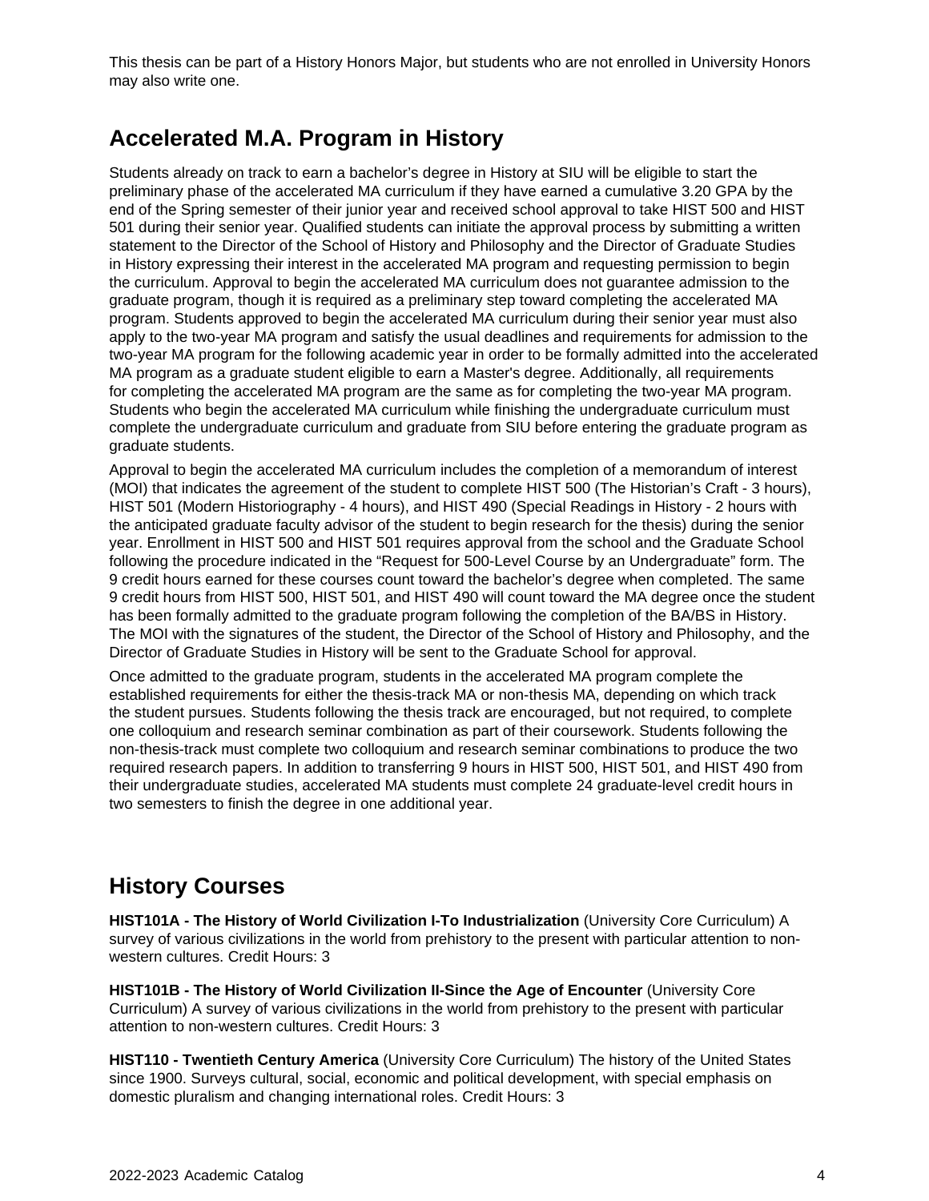This thesis can be part of a History Honors Major, but students who are not enrolled in University Honors may also write one.

## Accelerated M.A. Program in History

Students already on track to earn a bachelor's degree in History at SIU will be eligible to start the preliminary phase of the accelerated MA curriculum if they have earned a cumulative 3.20 GPA by the end of the Spring semester of their junior year and received school approval to take HIST 500 and HIST 501 during their senior year. Qualified students can initiate the approval process by submitting a written statement to the Director of the School of History and Philosophy and the Director of Graduate Studies in History expressing their interest in the accelerated MA program and requesting permission to begin the curriculum. Approval to begin the accelerated MA curriculum does not guarantee admission to the graduate program, though it is required as a preliminary step toward completing the accelerated MA program. Students approved to begin the accelerated MA curriculum during their senior year must also apply to the two-year MA program and satisfy the usual deadlines and requirements for admission to the two-year MA program for the following academic year in order to be formally admitted into the accelerated MA program as a graduate student eligible to earn a Master's degree. Additionally, all requirements for completing the accelerated MA program are the same as for completing the two-year MA program. Students who begin the accelerated MA curriculum while finishing the undergraduate curriculum must complete the undergraduate curriculum and graduate from SIU before entering the graduate program as graduate students.

Approval to begin the accelerated MA curriculum includes the completion of a memorandum of interest (MOI) that indicates the agreement of the student to complete HIST 500 (The Historian's Craft - 3 hours), HIST 501 (Modern Historiography - 4 hours), and HIST 490 (Special Readings in History - 2 hours with the anticipated graduate faculty advisor of the student to begin research for the thesis) during the senior year. Enrollment in HIST 500 and HIST 501 requires approval from the school and the Graduate School following the procedure indicated in the "Request for 500-Level Course by an Undergraduate" form. The 9 credit hours earned for these courses count toward the bachelor's degree when completed. The same 9 credit hours from HIST 500, HIST 501, and HIST 490 will count toward the MA degree once the student has been formally admitted to the graduate program following the completion of the BA/BS in History. The MOI with the signatures of the student, the Director of the School of History and Philosophy, and the Director of Graduate Studies in History will be sent to the Graduate School for approval.

Once admitted to the graduate program, students in the accelerated MA program complete the established requirements for either the thesis-track MA or non-thesis MA, depending on which track the student pursues. Students following the thesis track are encouraged, but not required, to complete one colloquium and research seminar combination as part of their coursework. Students following the non-thesis-track must complete two colloquium and research seminar combinations to produce the two required research papers. In addition to transferring 9 hours in HIST 500, HIST 501, and HIST 490 from their undergraduate studies, accelerated MA students must complete 24 graduate-level credit hours in two semesters to finish the degree in one additional year.

## History Courses

**HIST101A - The History of World Civilization I-To Industrialization** (University Core Curriculum) A survey of various civilizations in the world from prehistory to the present with particular attention to non-western cultures. Credit Hours: 3

**HIST101B - The History of World Civilization II-Since the Age of Encounter** (University Core Curriculum) A survey of various civilizations in the world from prehistory to the present with particular attention to non-western cultures. Credit Hours: 3

**HIST110 - Twentieth Century America** (University Core Curriculum) The history of the United States since 1900. Surveys cultural, social, economic and political development, with special emphasis on domestic pluralism and changing international roles. Credit Hours: 3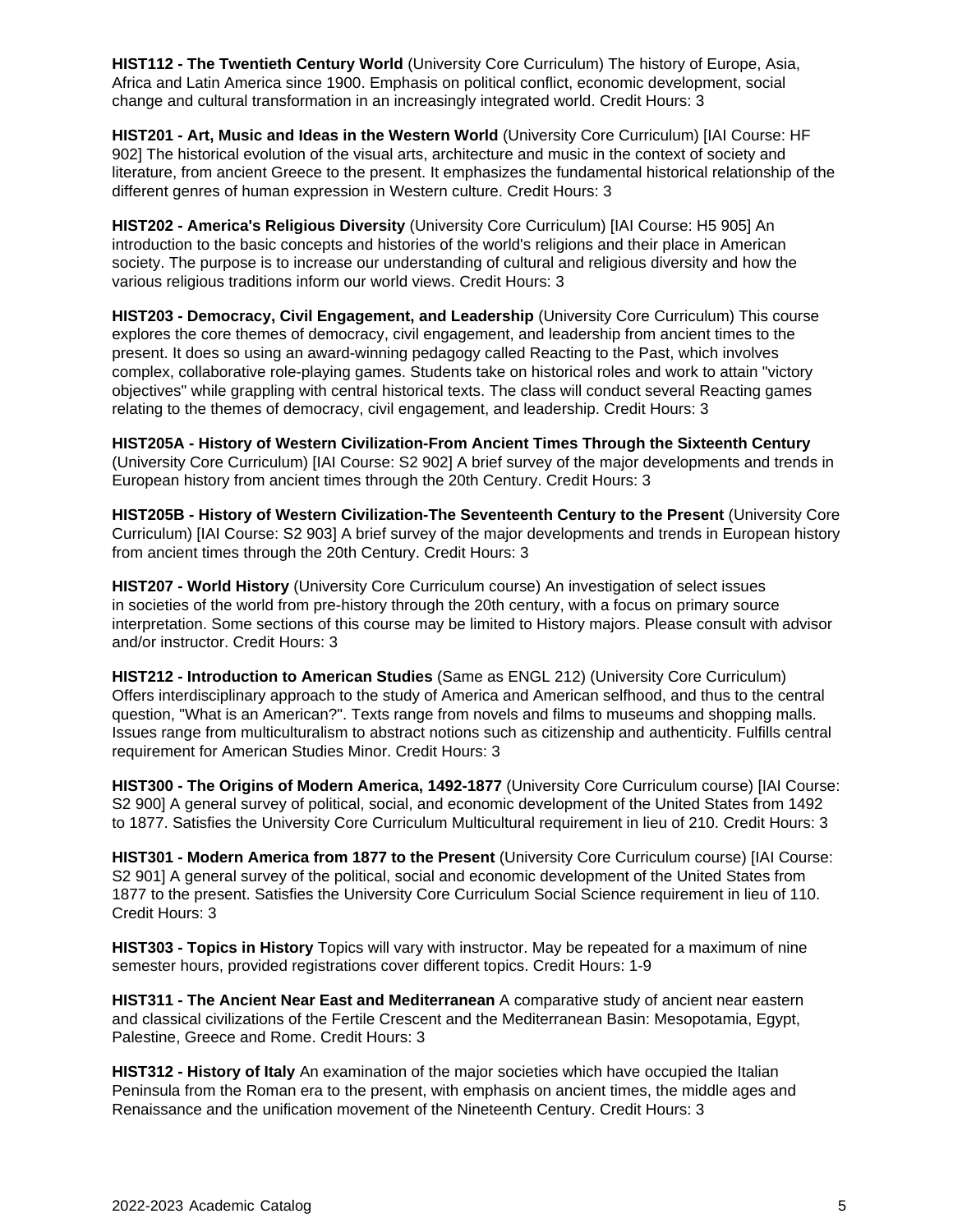**HIST112 - The Twentieth Century World** (University Core Curriculum) The history of Europe, Asia, Africa and Latin America since 1900. Emphasis on political conflict, economic development, social change and cultural transformation in an increasingly integrated world. Credit Hours: 3

**HIST201 - Art, Music and Ideas in the Western World** (University Core Curriculum) [IAI Course: HF 902] The historical evolution of the visual arts, architecture and music in the context of society and literature, from ancient Greece to the present. It emphasizes the fundamental historical relationship of the different genres of human expression in Western culture. Credit Hours: 3

**HIST202 - America's Religious Diversity** (University Core Curriculum) [IAI Course: H5 905] An introduction to the basic concepts and histories of the world's religions and their place in American society. The purpose is to increase our understanding of cultural and religious diversity and how the various religious traditions inform our world views. Credit Hours: 3

**HIST203 - Democracy, Civil Engagement, and Leadership** (University Core Curriculum) This course explores the core themes of democracy, civil engagement, and leadership from ancient times to the present. It does so using an award-winning pedagogy called Reacting to the Past, which involves complex, collaborative role-playing games. Students take on historical roles and work to attain "victory objectives" while grappling with central historical texts. The class will conduct several Reacting games relating to the themes of democracy, civil engagement, and leadership. Credit Hours: 3

**HIST205A - History of Western Civilization-From Ancient Times Through the Sixteenth Century** (University Core Curriculum) [IAI Course: S2 902] A brief survey of the major developments and trends in European history from ancient times through the 20th Century. Credit Hours: 3

**HIST205B - History of Western Civilization-The Seventeenth Century to the Present** (University Core Curriculum) [IAI Course: S2 903] A brief survey of the major developments and trends in European history from ancient times through the 20th Century. Credit Hours: 3

**HIST207 - World History** (University Core Curriculum course) An investigation of select issues in societies of the world from pre-history through the 20th century, with a focus on primary source interpretation. Some sections of this course may be limited to History majors. Please consult with advisor and/or instructor. Credit Hours: 3

**HIST212 - Introduction to American Studies** (Same as ENGL 212) (University Core Curriculum) Offers interdisciplinary approach to the study of America and American selfhood, and thus to the central question, "What is an American?". Texts range from novels and films to museums and shopping malls. Issues range from multiculturalism to abstract notions such as citizenship and authenticity. Fulfills central requirement for American Studies Minor. Credit Hours: 3

**HIST300 - The Origins of Modern America, 1492-1877** (University Core Curriculum course) [IAI Course: S2 900] A general survey of political, social, and economic development of the United States from 1492 to 1877. Satisfies the University Core Curriculum Multicultural requirement in lieu of 210. Credit Hours: 3

**HIST301 - Modern America from 1877 to the Present** (University Core Curriculum course) [IAI Course: S2 901] A general survey of the political, social and economic development of the United States from 1877 to the present. Satisfies the University Core Curriculum Social Science requirement in lieu of 110. Credit Hours: 3

**HIST303 - Topics in History** Topics will vary with instructor. May be repeated for a maximum of nine semester hours, provided registrations cover different topics. Credit Hours: 1-9

**HIST311 - The Ancient Near East and Mediterranean** A comparative study of ancient near eastern and classical civilizations of the Fertile Crescent and the Mediterranean Basin: Mesopotamia, Egypt, Palestine, Greece and Rome. Credit Hours: 3

**HIST312 - History of Italy** An examination of the major societies which have occupied the Italian Peninsula from the Roman era to the present, with emphasis on ancient times, the middle ages and Renaissance and the unification movement of the Nineteenth Century. Credit Hours: 3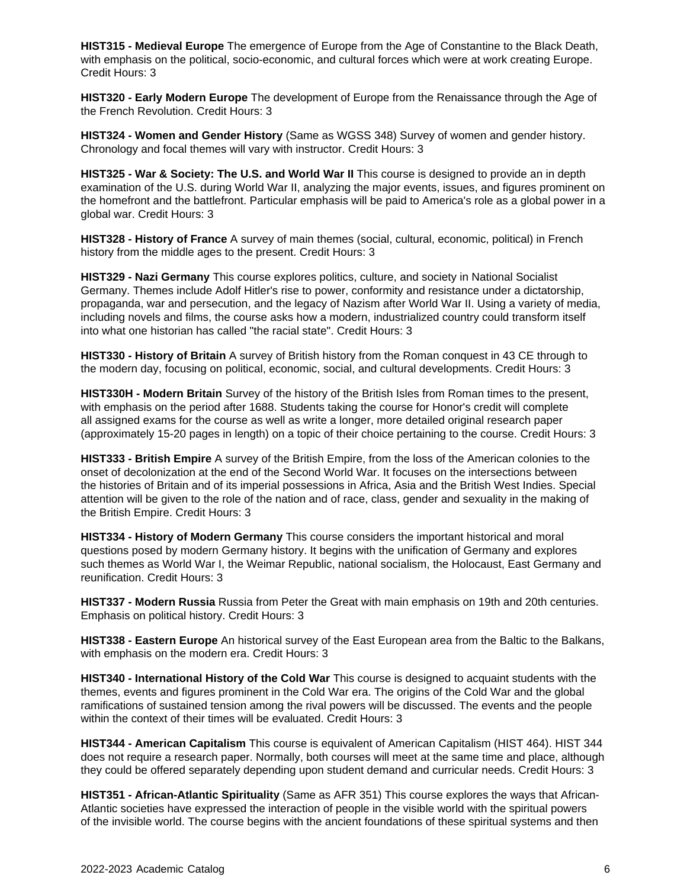**HIST315 - Medieval Europe** The emergence of Europe from the Age of Constantine to the Black Death, with emphasis on the political, socio-economic, and cultural forces which were at work creating Europe. Credit Hours: 3

**HIST320 - Early Modern Europe** The development of Europe from the Renaissance through the Age of the French Revolution. Credit Hours: 3

**HIST324 - Women and Gender History** (Same as WGSS 348) Survey of women and gender history. Chronology and focal themes will vary with instructor. Credit Hours: 3

**HIST325 - War & Society: The U.S. and World War II** This course is designed to provide an in depth examination of the U.S. during World War II, analyzing the major events, issues, and figures prominent on the homefront and the battlefront. Particular emphasis will be paid to America's role as a global power in a global war. Credit Hours: 3

**HIST328 - History of France** A survey of main themes (social, cultural, economic, political) in French history from the middle ages to the present. Credit Hours: 3

**HIST329 - Nazi Germany** This course explores politics, culture, and society in National Socialist Germany. Themes include Adolf Hitler's rise to power, conformity and resistance under a dictatorship, propaganda, war and persecution, and the legacy of Nazism after World War II. Using a variety of media, including novels and films, the course asks how a modern, industrialized country could transform itself into what one historian has called "the racial state". Credit Hours: 3

**HIST330 - History of Britain** A survey of British history from the Roman conquest in 43 CE through to the modern day, focusing on political, economic, social, and cultural developments. Credit Hours: 3

**HIST330H - Modern Britain** Survey of the history of the British Isles from Roman times to the present, with emphasis on the period after 1688. Students taking the course for Honor's credit will complete all assigned exams for the course as well as write a longer, more detailed original research paper (approximately 15-20 pages in length) on a topic of their choice pertaining to the course. Credit Hours: 3

**HIST333 - British Empire** A survey of the British Empire, from the loss of the American colonies to the onset of decolonization at the end of the Second World War. It focuses on the intersections between the histories of Britain and of its imperial possessions in Africa, Asia and the British West Indies. Special attention will be given to the role of the nation and of race, class, gender and sexuality in the making of the British Empire. Credit Hours: 3

**HIST334 - History of Modern Germany** This course considers the important historical and moral questions posed by modern Germany history. It begins with the unification of Germany and explores such themes as World War I, the Weimar Republic, national socialism, the Holocaust, East Germany and reunification. Credit Hours: 3

**HIST337 - Modern Russia** Russia from Peter the Great with main emphasis on 19th and 20th centuries. Emphasis on political history. Credit Hours: 3

**HIST338 - Eastern Europe** An historical survey of the East European area from the Baltic to the Balkans, with emphasis on the modern era. Credit Hours: 3

**HIST340 - International History of the Cold War** This course is designed to acquaint students with the themes, events and figures prominent in the Cold War era. The origins of the Cold War and the global ramifications of sustained tension among the rival powers will be discussed. The events and the people within the context of their times will be evaluated. Credit Hours: 3

**HIST344 - American Capitalism** This course is equivalent of American Capitalism (HIST 464). HIST 344 does not require a research paper. Normally, both courses will meet at the same time and place, although they could be offered separately depending upon student demand and curricular needs. Credit Hours: 3

**HIST351 - African-Atlantic Spirituality** (Same as AFR 351) This course explores the ways that African-Atlantic societies have expressed the interaction of people in the visible world with the spiritual powers of the invisible world. The course begins with the ancient foundations of these spiritual systems and then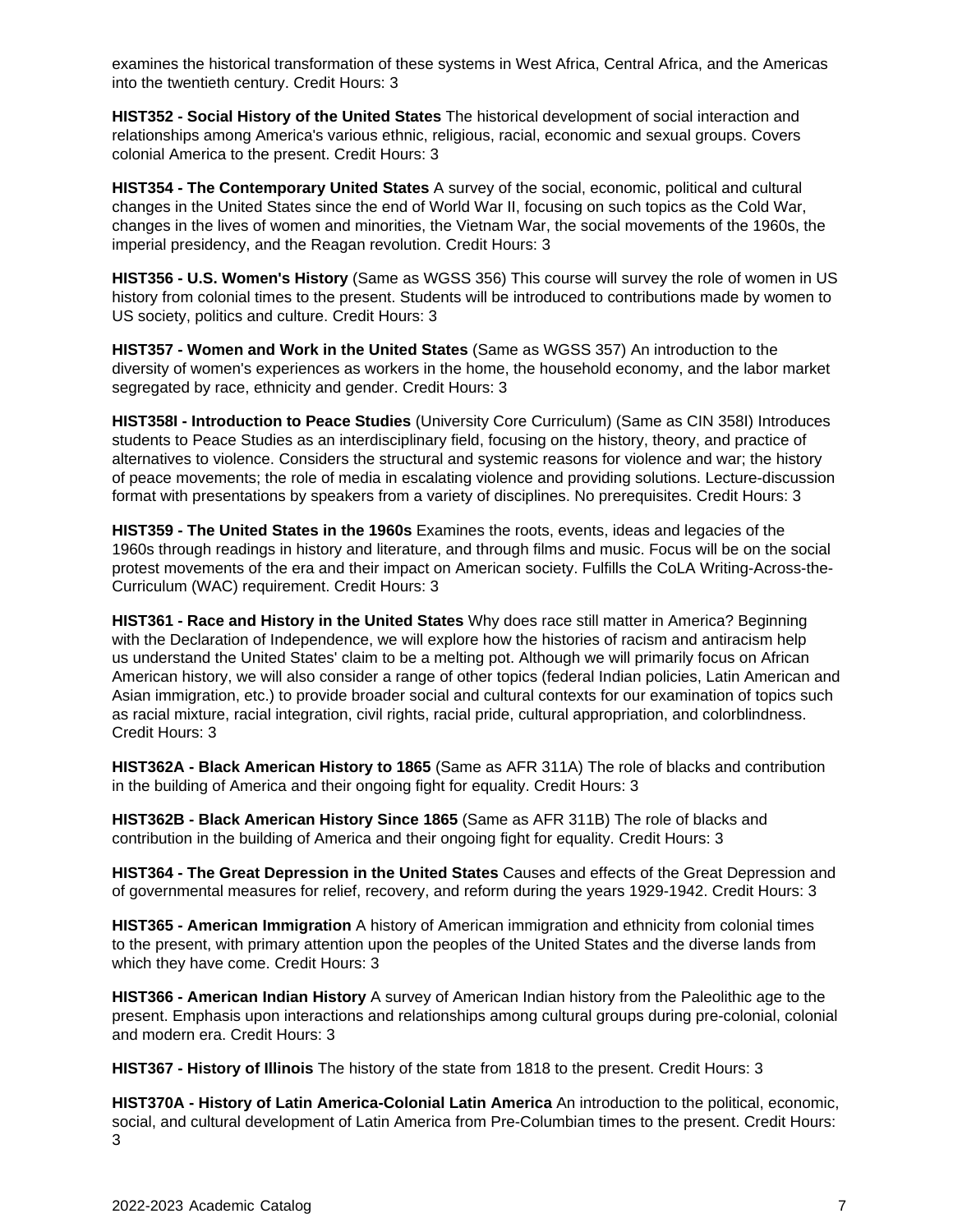examines the historical transformation of these systems in West Africa, Central Africa, and the Americas into the twentieth century. Credit Hours: 3

**HIST352 - Social History of the United States** The historical development of social interaction and relationships among America's various ethnic, religious, racial, economic and sexual groups. Covers colonial America to the present. Credit Hours: 3

**HIST354 - The Contemporary United States** A survey of the social, economic, political and cultural changes in the United States since the end of World War II, focusing on such topics as the Cold War, changes in the lives of women and minorities, the Vietnam War, the social movements of the 1960s, the imperial presidency, and the Reagan revolution. Credit Hours: 3

**HIST356 - U.S. Women's History** (Same as WGSS 356) This course will survey the role of women in US history from colonial times to the present. Students will be introduced to contributions made by women to US society, politics and culture. Credit Hours: 3

**HIST357 - Women and Work in the United States** (Same as WGSS 357) An introduction to the diversity of women's experiences as workers in the home, the household economy, and the labor market segregated by race, ethnicity and gender. Credit Hours: 3

**HIST358I - Introduction to Peace Studies** (University Core Curriculum) (Same as CIN 358I) Introduces students to Peace Studies as an interdisciplinary field, focusing on the history, theory, and practice of alternatives to violence. Considers the structural and systemic reasons for violence and war; the history of peace movements; the role of media in escalating violence and providing solutions. Lecture-discussion format with presentations by speakers from a variety of disciplines. No prerequisites. Credit Hours: 3

**HIST359 - The United States in the 1960s** Examines the roots, events, ideas and legacies of the 1960s through readings in history and literature, and through films and music. Focus will be on the social protest movements of the era and their impact on American society. Fulfills the CoLA Writing-Across-the-Curriculum (WAC) requirement. Credit Hours: 3

**HIST361 - Race and History in the United States** Why does race still matter in America? Beginning with the Declaration of Independence, we will explore how the histories of racism and antiracism help us understand the United States' claim to be a melting pot. Although we will primarily focus on African American history, we will also consider a range of other topics (federal Indian policies, Latin American and Asian immigration, etc.) to provide broader social and cultural contexts for our examination of topics such as racial mixture, racial integration, civil rights, racial pride, cultural appropriation, and colorblindness. Credit Hours: 3

**HIST362A - Black American History to 1865** (Same as AFR 311A) The role of blacks and contribution in the building of America and their ongoing fight for equality. Credit Hours: 3

**HIST362B - Black American History Since 1865** (Same as AFR 311B) The role of blacks and contribution in the building of America and their ongoing fight for equality. Credit Hours: 3

**HIST364 - The Great Depression in the United States** Causes and effects of the Great Depression and of governmental measures for relief, recovery, and reform during the years 1929-1942. Credit Hours: 3

**HIST365 - American Immigration** A history of American immigration and ethnicity from colonial times to the present, with primary attention upon the peoples of the United States and the diverse lands from which they have come. Credit Hours: 3

**HIST366 - American Indian History** A survey of American Indian history from the Paleolithic age to the present. Emphasis upon interactions and relationships among cultural groups during pre-colonial, colonial and modern era. Credit Hours: 3

**HIST367 - History of Illinois** The history of the state from 1818 to the present. Credit Hours: 3

**HIST370A - History of Latin America-Colonial Latin America** An introduction to the political, economic, social, and cultural development of Latin America from Pre-Columbian times to the present. Credit Hours: 3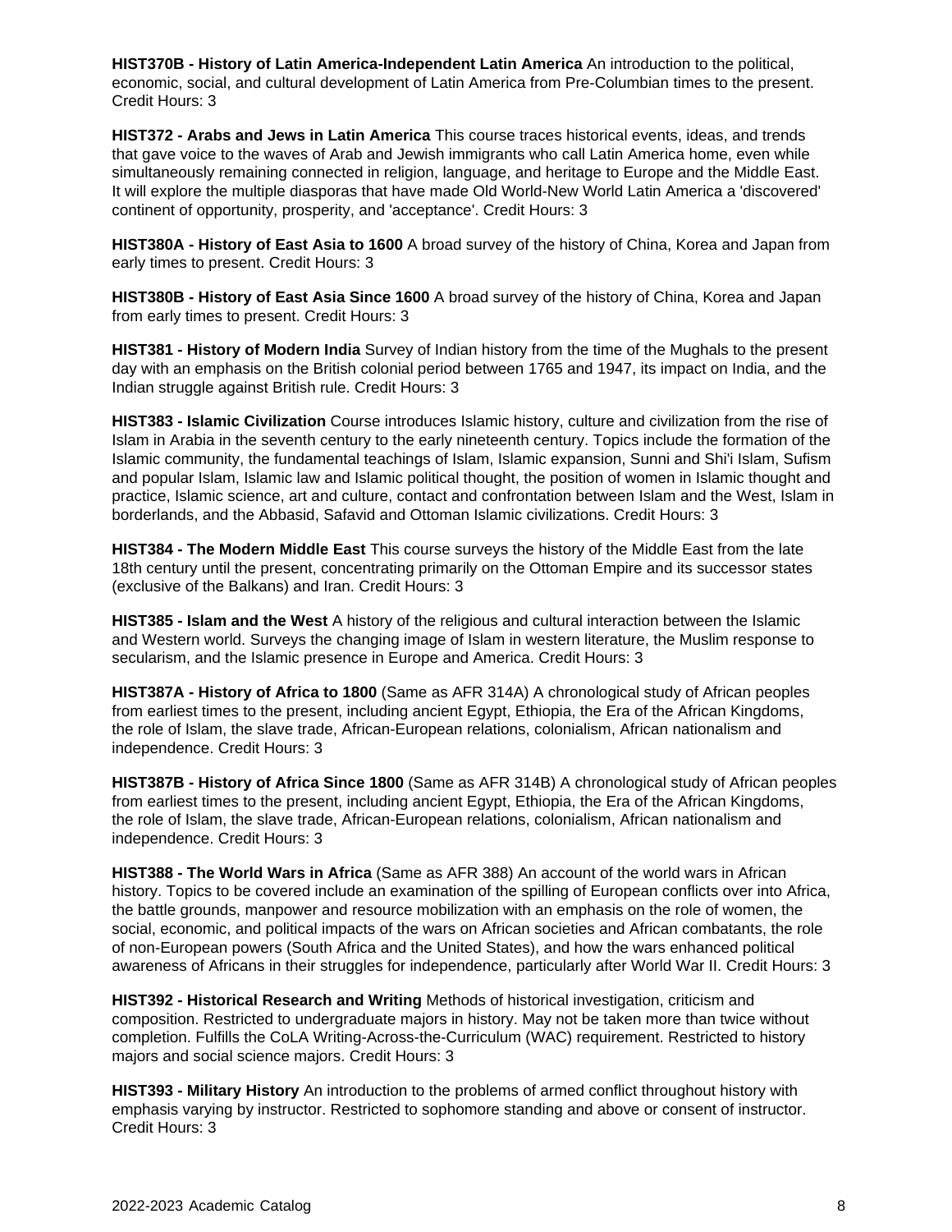**HIST370B - History of Latin America-Independent Latin America** An introduction to the political, economic, social, and cultural development of Latin America from Pre-Columbian times to the present. Credit Hours: 3

**HIST372 - Arabs and Jews in Latin America** This course traces historical events, ideas, and trends that gave voice to the waves of Arab and Jewish immigrants who call Latin America home, even while simultaneously remaining connected in religion, language, and heritage to Europe and the Middle East. It will explore the multiple diasporas that have made Old World-New World Latin America a 'discovered' continent of opportunity, prosperity, and 'acceptance'. Credit Hours: 3

**HIST380A - History of East Asia to 1600** A broad survey of the history of China, Korea and Japan from early times to present. Credit Hours: 3

**HIST380B - History of East Asia Since 1600** A broad survey of the history of China, Korea and Japan from early times to present. Credit Hours: 3

**HIST381 - History of Modern India** Survey of Indian history from the time of the Mughals to the present day with an emphasis on the British colonial period between 1765 and 1947, its impact on India, and the Indian struggle against British rule. Credit Hours: 3

**HIST383 - Islamic Civilization** Course introduces Islamic history, culture and civilization from the rise of Islam in Arabia in the seventh century to the early nineteenth century. Topics include the formation of the Islamic community, the fundamental teachings of Islam, Islamic expansion, Sunni and Shi'i Islam, Sufism and popular Islam, Islamic law and Islamic political thought, the position of women in Islamic thought and practice, Islamic science, art and culture, contact and confrontation between Islam and the West, Islam in borderlands, and the Abbasid, Safavid and Ottoman Islamic civilizations. Credit Hours: 3

**HIST384 - The Modern Middle East** This course surveys the history of the Middle East from the late 18th century until the present, concentrating primarily on the Ottoman Empire and its successor states (exclusive of the Balkans) and Iran. Credit Hours: 3

**HIST385 - Islam and the West** A history of the religious and cultural interaction between the Islamic and Western world. Surveys the changing image of Islam in western literature, the Muslim response to secularism, and the Islamic presence in Europe and America. Credit Hours: 3

**HIST387A - History of Africa to 1800** (Same as AFR 314A) A chronological study of African peoples from earliest times to the present, including ancient Egypt, Ethiopia, the Era of the African Kingdoms, the role of Islam, the slave trade, African-European relations, colonialism, African nationalism and independence. Credit Hours: 3

**HIST387B - History of Africa Since 1800** (Same as AFR 314B) A chronological study of African peoples from earliest times to the present, including ancient Egypt, Ethiopia, the Era of the African Kingdoms, the role of Islam, the slave trade, African-European relations, colonialism, African nationalism and independence. Credit Hours: 3

**HIST388 - The World Wars in Africa** (Same as AFR 388) An account of the world wars in African history. Topics to be covered include an examination of the spilling of European conflicts over into Africa, the battle grounds, manpower and resource mobilization with an emphasis on the role of women, the social, economic, and political impacts of the wars on African societies and African combatants, the role of non-European powers (South Africa and the United States), and how the wars enhanced political awareness of Africans in their struggles for independence, particularly after World War II. Credit Hours: 3

**HIST392 - Historical Research and Writing** Methods of historical investigation, criticism and composition. Restricted to undergraduate majors in history. May not be taken more than twice without completion. Fulfills the CoLA Writing-Across-the-Curriculum (WAC) requirement. Restricted to history majors and social science majors. Credit Hours: 3

**HIST393 - Military History** An introduction to the problems of armed conflict throughout history with emphasis varying by instructor. Restricted to sophomore standing and above or consent of instructor. Credit Hours: 3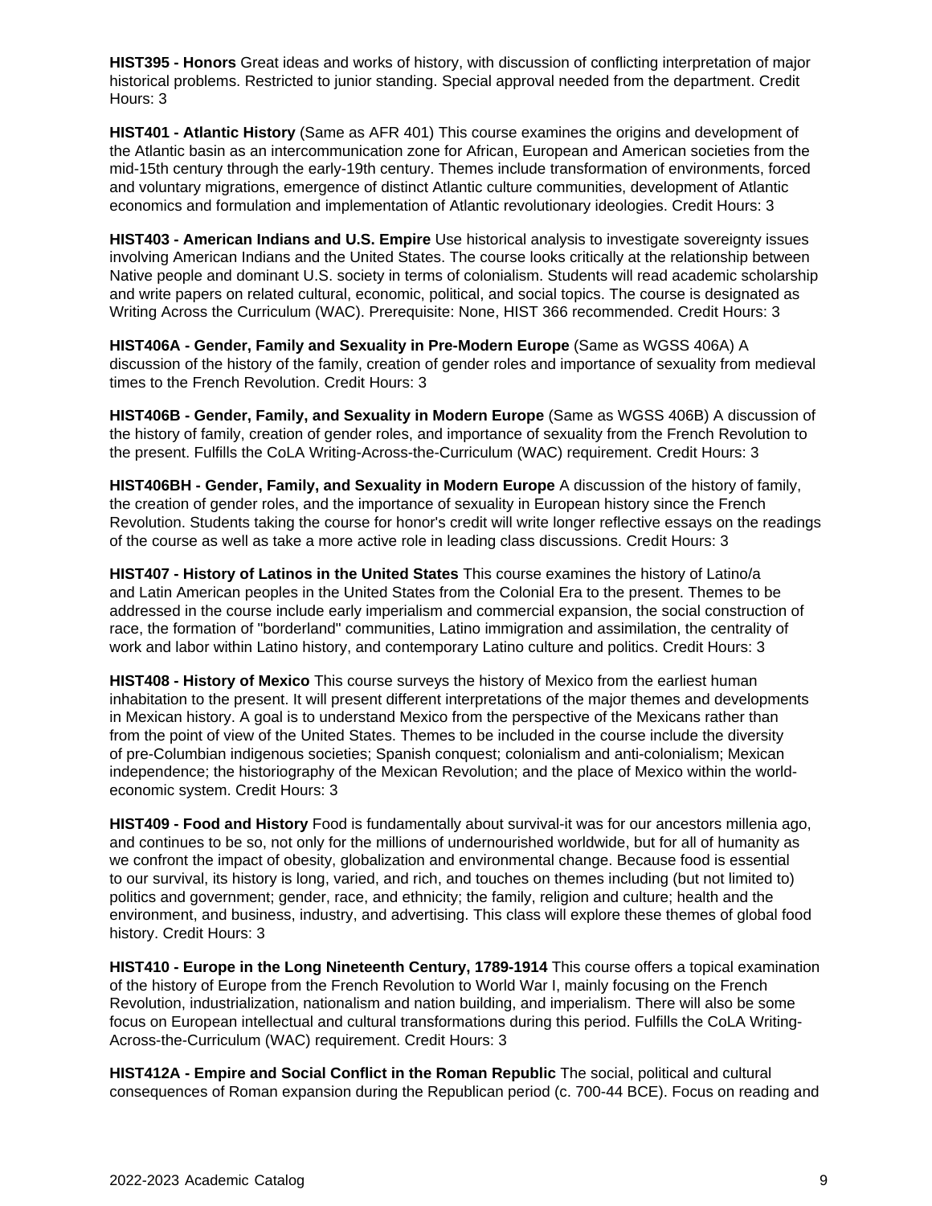**HIST395 - Honors** Great ideas and works of history, with discussion of conflicting interpretation of major historical problems. Restricted to junior standing. Special approval needed from the department. Credit Hours: 3

**HIST401 - Atlantic History** (Same as AFR 401) This course examines the origins and development of the Atlantic basin as an intercommunication zone for African, European and American societies from the mid-15th century through the early-19th century. Themes include transformation of environments, forced and voluntary migrations, emergence of distinct Atlantic culture communities, development of Atlantic economics and formulation and implementation of Atlantic revolutionary ideologies. Credit Hours: 3

**HIST403 - American Indians and U.S. Empire** Use historical analysis to investigate sovereignty issues involving American Indians and the United States. The course looks critically at the relationship between Native people and dominant U.S. society in terms of colonialism. Students will read academic scholarship and write papers on related cultural, economic, political, and social topics. The course is designated as Writing Across the Curriculum (WAC). Prerequisite: None, HIST 366 recommended. Credit Hours: 3

**HIST406A - Gender, Family and Sexuality in Pre-Modern Europe** (Same as WGSS 406A) A discussion of the history of the family, creation of gender roles and importance of sexuality from medieval times to the French Revolution. Credit Hours: 3

**HIST406B - Gender, Family, and Sexuality in Modern Europe** (Same as WGSS 406B) A discussion of the history of family, creation of gender roles, and importance of sexuality from the French Revolution to the present. Fulfills the CoLA Writing-Across-the-Curriculum (WAC) requirement. Credit Hours: 3

**HIST406BH - Gender, Family, and Sexuality in Modern Europe** A discussion of the history of family, the creation of gender roles, and the importance of sexuality in European history since the French Revolution. Students taking the course for honor's credit will write longer reflective essays on the readings of the course as well as take a more active role in leading class discussions. Credit Hours: 3

**HIST407 - History of Latinos in the United States** This course examines the history of Latino/a and Latin American peoples in the United States from the Colonial Era to the present. Themes to be addressed in the course include early imperialism and commercial expansion, the social construction of race, the formation of "borderland" communities, Latino immigration and assimilation, the centrality of work and labor within Latino history, and contemporary Latino culture and politics. Credit Hours: 3

**HIST408 - History of Mexico** This course surveys the history of Mexico from the earliest human inhabitation to the present. It will present different interpretations of the major themes and developments in Mexican history. A goal is to understand Mexico from the perspective of the Mexicans rather than from the point of view of the United States. Themes to be included in the course include the diversity of pre-Columbian indigenous societies; Spanish conquest; colonialism and anti-colonialism; Mexican independence; the historiography of the Mexican Revolution; and the place of Mexico within the world-economic system. Credit Hours: 3

**HIST409 - Food and History** Food is fundamentally about survival-it was for our ancestors millenia ago, and continues to be so, not only for the millions of undernourished worldwide, but for all of humanity as we confront the impact of obesity, globalization and environmental change. Because food is essential to our survival, its history is long, varied, and rich, and touches on themes including (but not limited to) politics and government; gender, race, and ethnicity; the family, religion and culture; health and the environment, and business, industry, and advertising. This class will explore these themes of global food history. Credit Hours: 3

**HIST410 - Europe in the Long Nineteenth Century, 1789-1914** This course offers a topical examination of the history of Europe from the French Revolution to World War I, mainly focusing on the French Revolution, industrialization, nationalism and nation building, and imperialism. There will also be some focus on European intellectual and cultural transformations during this period. Fulfills the CoLA Writing-Across-the-Curriculum (WAC) requirement. Credit Hours: 3

**HIST412A - Empire and Social Conflict in the Roman Republic** The social, political and cultural consequences of Roman expansion during the Republican period (c. 700-44 BCE). Focus on reading and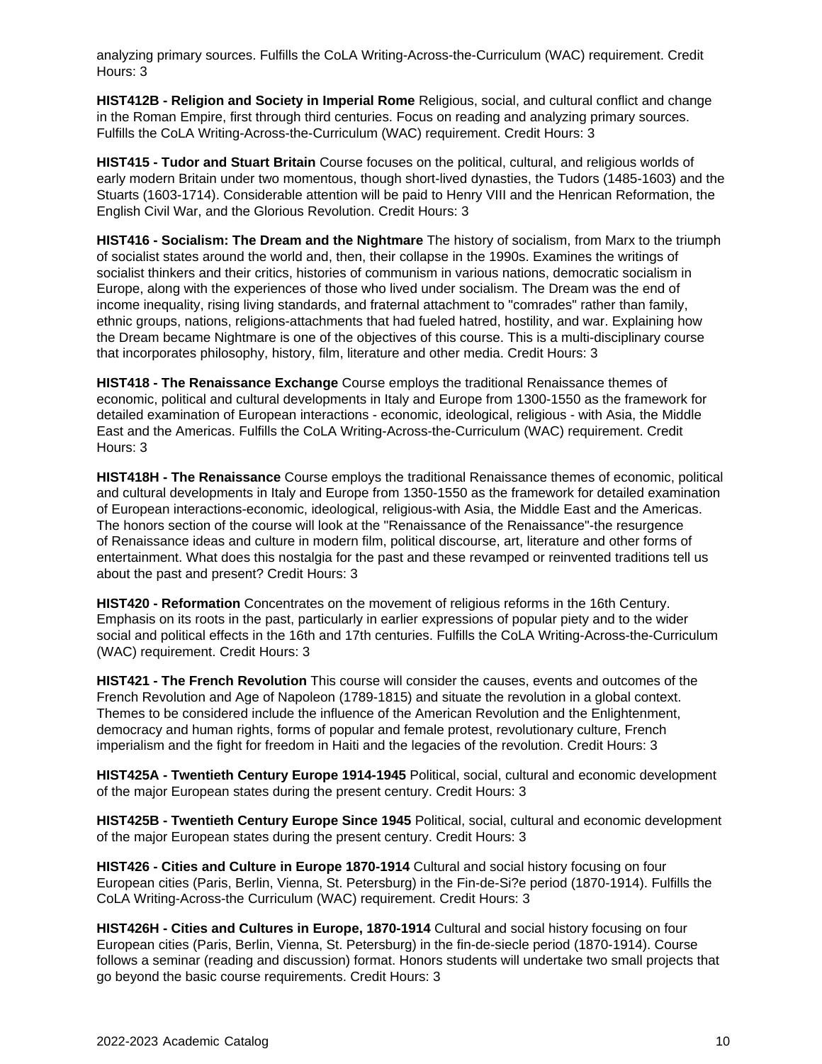analyzing primary sources. Fulfills the CoLA Writing-Across-the-Curriculum (WAC) requirement. Credit Hours: 3

**HIST412B - Religion and Society in Imperial Rome** Religious, social, and cultural conflict and change in the Roman Empire, first through third centuries. Focus on reading and analyzing primary sources. Fulfills the CoLA Writing-Across-the-Curriculum (WAC) requirement. Credit Hours: 3

**HIST415 - Tudor and Stuart Britain** Course focuses on the political, cultural, and religious worlds of early modern Britain under two momentous, though short-lived dynasties, the Tudors (1485-1603) and the Stuarts (1603-1714). Considerable attention will be paid to Henry VIII and the Henrican Reformation, the English Civil War, and the Glorious Revolution. Credit Hours: 3

**HIST416 - Socialism: The Dream and the Nightmare** The history of socialism, from Marx to the triumph of socialist states around the world and, then, their collapse in the 1990s. Examines the writings of socialist thinkers and their critics, histories of communism in various nations, democratic socialism in Europe, along with the experiences of those who lived under socialism. The Dream was the end of income inequality, rising living standards, and fraternal attachment to "comrades" rather than family, ethnic groups, nations, religions-attachments that had fueled hatred, hostility, and war. Explaining how the Dream became Nightmare is one of the objectives of this course. This is a multi-disciplinary course that incorporates philosophy, history, film, literature and other media. Credit Hours: 3

**HIST418 - The Renaissance Exchange** Course employs the traditional Renaissance themes of economic, political and cultural developments in Italy and Europe from 1300-1550 as the framework for detailed examination of European interactions - economic, ideological, religious - with Asia, the Middle East and the Americas. Fulfills the CoLA Writing-Across-the-Curriculum (WAC) requirement. Credit Hours: 3

**HIST418H - The Renaissance** Course employs the traditional Renaissance themes of economic, political and cultural developments in Italy and Europe from 1350-1550 as the framework for detailed examination of European interactions-economic, ideological, religious-with Asia, the Middle East and the Americas. The honors section of the course will look at the "Renaissance of the Renaissance"-the resurgence of Renaissance ideas and culture in modern film, political discourse, art, literature and other forms of entertainment. What does this nostalgia for the past and these revamped or reinvented traditions tell us about the past and present? Credit Hours: 3

**HIST420 - Reformation** Concentrates on the movement of religious reforms in the 16th Century. Emphasis on its roots in the past, particularly in earlier expressions of popular piety and to the wider social and political effects in the 16th and 17th centuries. Fulfills the CoLA Writing-Across-the-Curriculum (WAC) requirement. Credit Hours: 3

**HIST421 - The French Revolution** This course will consider the causes, events and outcomes of the French Revolution and Age of Napoleon (1789-1815) and situate the revolution in a global context. Themes to be considered include the influence of the American Revolution and the Enlightenment, democracy and human rights, forms of popular and female protest, revolutionary culture, French imperialism and the fight for freedom in Haiti and the legacies of the revolution. Credit Hours: 3

**HIST425A - Twentieth Century Europe 1914-1945** Political, social, cultural and economic development of the major European states during the present century. Credit Hours: 3

**HIST425B - Twentieth Century Europe Since 1945** Political, social, cultural and economic development of the major European states during the present century. Credit Hours: 3

**HIST426 - Cities and Culture in Europe 1870-1914** Cultural and social history focusing on four European cities (Paris, Berlin, Vienna, St. Petersburg) in the Fin-de-Si?e period (1870-1914). Fulfills the CoLA Writing-Across-the Curriculum (WAC) requirement. Credit Hours: 3

**HIST426H - Cities and Cultures in Europe, 1870-1914** Cultural and social history focusing on four European cities (Paris, Berlin, Vienna, St. Petersburg) in the fin-de-siecle period (1870-1914). Course follows a seminar (reading and discussion) format. Honors students will undertake two small projects that go beyond the basic course requirements. Credit Hours: 3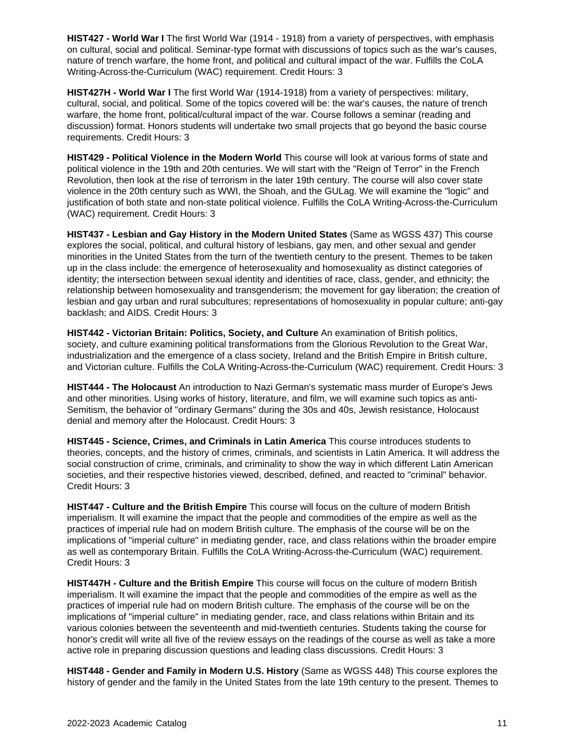**HIST427 - World War I** The first World War (1914 - 1918) from a variety of perspectives, with emphasis on cultural, social and political. Seminar-type format with discussions of topics such as the war's causes, nature of trench warfare, the home front, and political and cultural impact of the war. Fulfills the CoLA Writing-Across-the-Curriculum (WAC) requirement. Credit Hours: 3

**HIST427H - World War I** The first World War (1914-1918) from a variety of perspectives: military, cultural, social, and political. Some of the topics covered will be: the war's causes, the nature of trench warfare, the home front, political/cultural impact of the war. Course follows a seminar (reading and discussion) format. Honors students will undertake two small projects that go beyond the basic course requirements. Credit Hours: 3

**HIST429 - Political Violence in the Modern World** This course will look at various forms of state and political violence in the 19th and 20th centuries. We will start with the "Reign of Terror" in the French Revolution, then look at the rise of terrorism in the later 19th century. The course will also cover state violence in the 20th century such as WWI, the Shoah, and the GULag. We will examine the "logic" and justification of both state and non-state political violence. Fulfills the CoLA Writing-Across-the-Curriculum (WAC) requirement. Credit Hours: 3

**HIST437 - Lesbian and Gay History in the Modern United States** (Same as WGSS 437) This course explores the social, political, and cultural history of lesbians, gay men, and other sexual and gender minorities in the United States from the turn of the twentieth century to the present. Themes to be taken up in the class include: the emergence of heterosexuality and homosexuality as distinct categories of identity; the intersection between sexual identity and identities of race, class, gender, and ethnicity; the relationship between homosexuality and transgenderism; the movement for gay liberation; the creation of lesbian and gay urban and rural subcultures; representations of homosexuality in popular culture; anti-gay backlash; and AIDS. Credit Hours: 3

**HIST442 - Victorian Britain: Politics, Society, and Culture** An examination of British politics, society, and culture examining political transformations from the Glorious Revolution to the Great War, industrialization and the emergence of a class society, Ireland and the British Empire in British culture, and Victorian culture. Fulfills the CoLA Writing-Across-the-Curriculum (WAC) requirement. Credit Hours: 3

**HIST444 - The Holocaust** An introduction to Nazi German's systematic mass murder of Europe's Jews and other minorities. Using works of history, literature, and film, we will examine such topics as anti-Semitism, the behavior of "ordinary Germans" during the 30s and 40s, Jewish resistance, Holocaust denial and memory after the Holocaust. Credit Hours: 3

**HIST445 - Science, Crimes, and Criminals in Latin America** This course introduces students to theories, concepts, and the history of crimes, criminals, and scientists in Latin America. It will address the social construction of crime, criminals, and criminality to show the way in which different Latin American societies, and their respective histories viewed, described, defined, and reacted to "criminal" behavior. Credit Hours: 3

**HIST447 - Culture and the British Empire** This course will focus on the culture of modern British imperialism. It will examine the impact that the people and commodities of the empire as well as the practices of imperial rule had on modern British culture. The emphasis of the course will be on the implications of "imperial culture" in mediating gender, race, and class relations within the broader empire as well as contemporary Britain. Fulfills the CoLA Writing-Across-the-Curriculum (WAC) requirement. Credit Hours: 3

**HIST447H - Culture and the British Empire** This course will focus on the culture of modern British imperialism. It will examine the impact that the people and commodities of the empire as well as the practices of imperial rule had on modern British culture. The emphasis of the course will be on the implications of "imperial culture" in mediating gender, race, and class relations within Britain and its various colonies between the seventeenth and mid-twentieth centuries. Students taking the course for honor's credit will write all five of the review essays on the readings of the course as well as take a more active role in preparing discussion questions and leading class discussions. Credit Hours: 3

**HIST448 - Gender and Family in Modern U.S. History** (Same as WGSS 448) This course explores the history of gender and the family in the United States from the late 19th century to the present. Themes to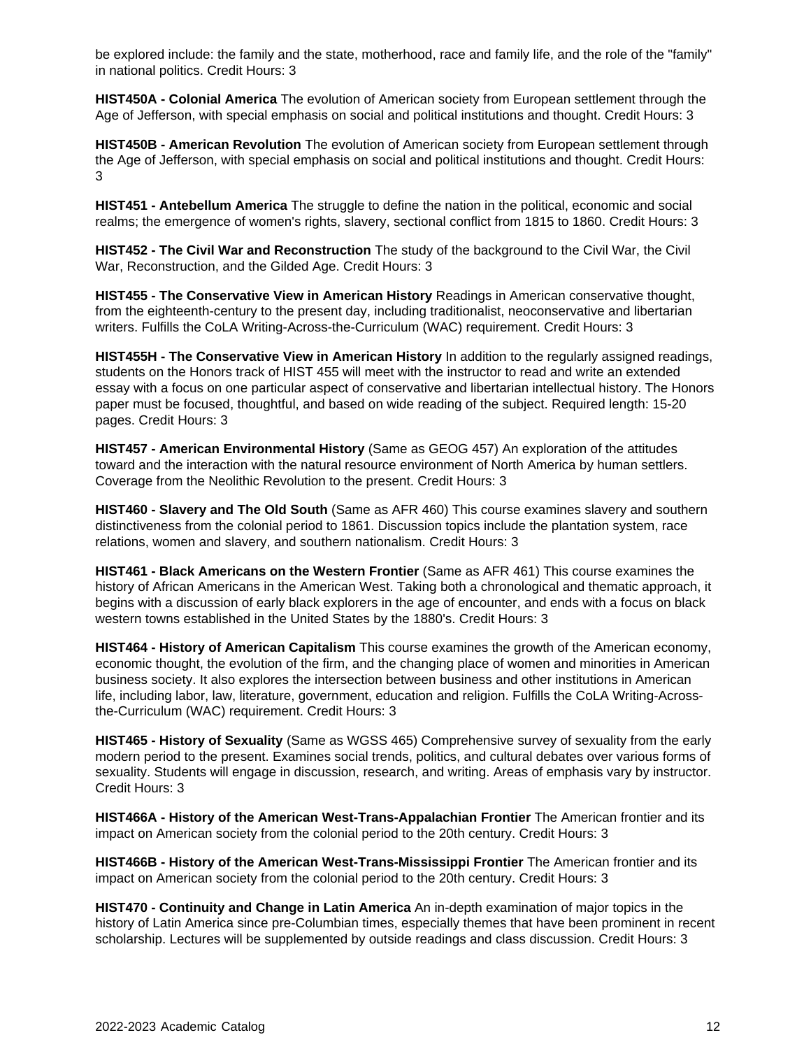be explored include: the family and the state, motherhood, race and family life, and the role of the "family" in national politics. Credit Hours: 3

**HIST450A - Colonial America** The evolution of American society from European settlement through the Age of Jefferson, with special emphasis on social and political institutions and thought. Credit Hours: 3

**HIST450B - American Revolution** The evolution of American society from European settlement through the Age of Jefferson, with special emphasis on social and political institutions and thought. Credit Hours: 3

**HIST451 - Antebellum America** The struggle to define the nation in the political, economic and social realms; the emergence of women's rights, slavery, sectional conflict from 1815 to 1860. Credit Hours: 3

**HIST452 - The Civil War and Reconstruction** The study of the background to the Civil War, the Civil War, Reconstruction, and the Gilded Age. Credit Hours: 3

**HIST455 - The Conservative View in American History** Readings in American conservative thought, from the eighteenth-century to the present day, including traditionalist, neoconservative and libertarian writers. Fulfills the CoLA Writing-Across-the-Curriculum (WAC) requirement. Credit Hours: 3

**HIST455H - The Conservative View in American History** In addition to the regularly assigned readings, students on the Honors track of HIST 455 will meet with the instructor to read and write an extended essay with a focus on one particular aspect of conservative and libertarian intellectual history. The Honors paper must be focused, thoughtful, and based on wide reading of the subject. Required length: 15-20 pages. Credit Hours: 3

**HIST457 - American Environmental History** (Same as GEOG 457) An exploration of the attitudes toward and the interaction with the natural resource environment of North America by human settlers. Coverage from the Neolithic Revolution to the present. Credit Hours: 3

**HIST460 - Slavery and The Old South** (Same as AFR 460) This course examines slavery and southern distinctiveness from the colonial period to 1861. Discussion topics include the plantation system, race relations, women and slavery, and southern nationalism. Credit Hours: 3

**HIST461 - Black Americans on the Western Frontier** (Same as AFR 461) This course examines the history of African Americans in the American West. Taking both a chronological and thematic approach, it begins with a discussion of early black explorers in the age of encounter, and ends with a focus on black western towns established in the United States by the 1880's. Credit Hours: 3

**HIST464 - History of American Capitalism** This course examines the growth of the American economy, economic thought, the evolution of the firm, and the changing place of women and minorities in American business society. It also explores the intersection between business and other institutions in American life, including labor, law, literature, government, education and religion. Fulfills the CoLA Writing-Across-the-Curriculum (WAC) requirement. Credit Hours: 3

**HIST465 - History of Sexuality** (Same as WGSS 465) Comprehensive survey of sexuality from the early modern period to the present. Examines social trends, politics, and cultural debates over various forms of sexuality. Students will engage in discussion, research, and writing. Areas of emphasis vary by instructor. Credit Hours: 3

**HIST466A - History of the American West-Trans-Appalachian Frontier** The American frontier and its impact on American society from the colonial period to the 20th century. Credit Hours: 3

**HIST466B - History of the American West-Trans-Mississippi Frontier** The American frontier and its impact on American society from the colonial period to the 20th century. Credit Hours: 3

**HIST470 - Continuity and Change in Latin America** An in-depth examination of major topics in the history of Latin America since pre-Columbian times, especially themes that have been prominent in recent scholarship. Lectures will be supplemented by outside readings and class discussion. Credit Hours: 3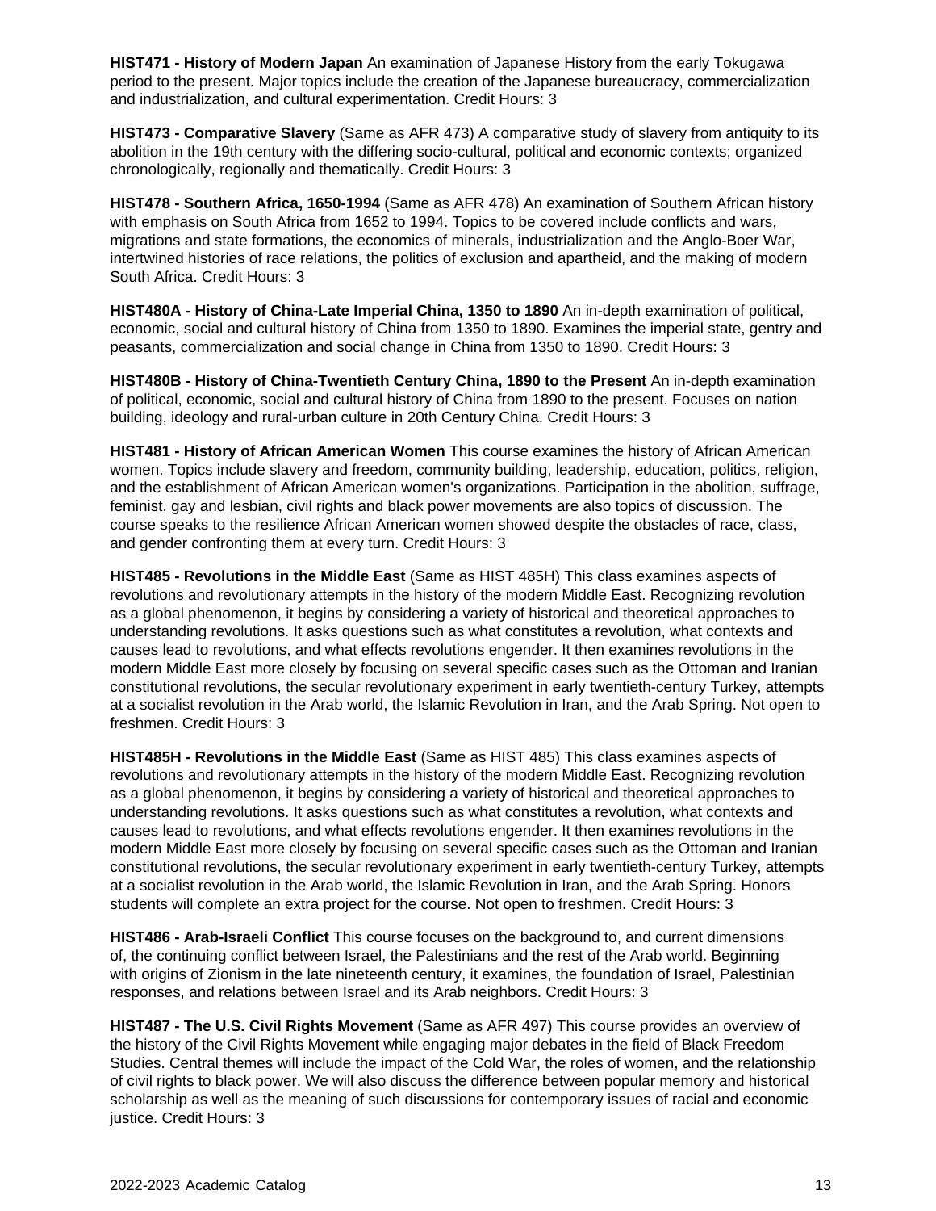**HIST471 - History of Modern Japan** An examination of Japanese History from the early Tokugawa period to the present. Major topics include the creation of the Japanese bureaucracy, commercialization and industrialization, and cultural experimentation. Credit Hours: 3

**HIST473 - Comparative Slavery** (Same as AFR 473) A comparative study of slavery from antiquity to its abolition in the 19th century with the differing socio-cultural, political and economic contexts; organized chronologically, regionally and thematically. Credit Hours: 3

**HIST478 - Southern Africa, 1650-1994** (Same as AFR 478) An examination of Southern African history with emphasis on South Africa from 1652 to 1994. Topics to be covered include conflicts and wars, migrations and state formations, the economics of minerals, industrialization and the Anglo-Boer War, intertwined histories of race relations, the politics of exclusion and apartheid, and the making of modern South Africa. Credit Hours: 3

**HIST480A - History of China-Late Imperial China, 1350 to 1890** An in-depth examination of political, economic, social and cultural history of China from 1350 to 1890. Examines the imperial state, gentry and peasants, commercialization and social change in China from 1350 to 1890. Credit Hours: 3

**HIST480B - History of China-Twentieth Century China, 1890 to the Present** An in-depth examination of political, economic, social and cultural history of China from 1890 to the present. Focuses on nation building, ideology and rural-urban culture in 20th Century China. Credit Hours: 3

**HIST481 - History of African American Women** This course examines the history of African American women. Topics include slavery and freedom, community building, leadership, education, politics, religion, and the establishment of African American women's organizations. Participation in the abolition, suffrage, feminist, gay and lesbian, civil rights and black power movements are also topics of discussion. The course speaks to the resilience African American women showed despite the obstacles of race, class, and gender confronting them at every turn. Credit Hours: 3

**HIST485 - Revolutions in the Middle East** (Same as HIST 485H) This class examines aspects of revolutions and revolutionary attempts in the history of the modern Middle East. Recognizing revolution as a global phenomenon, it begins by considering a variety of historical and theoretical approaches to understanding revolutions. It asks questions such as what constitutes a revolution, what contexts and causes lead to revolutions, and what effects revolutions engender. It then examines revolutions in the modern Middle East more closely by focusing on several specific cases such as the Ottoman and Iranian constitutional revolutions, the secular revolutionary experiment in early twentieth-century Turkey, attempts at a socialist revolution in the Arab world, the Islamic Revolution in Iran, and the Arab Spring. Not open to freshmen. Credit Hours: 3

**HIST485H - Revolutions in the Middle East** (Same as HIST 485) This class examines aspects of revolutions and revolutionary attempts in the history of the modern Middle East. Recognizing revolution as a global phenomenon, it begins by considering a variety of historical and theoretical approaches to understanding revolutions. It asks questions such as what constitutes a revolution, what contexts and causes lead to revolutions, and what effects revolutions engender. It then examines revolutions in the modern Middle East more closely by focusing on several specific cases such as the Ottoman and Iranian constitutional revolutions, the secular revolutionary experiment in early twentieth-century Turkey, attempts at a socialist revolution in the Arab world, the Islamic Revolution in Iran, and the Arab Spring. Honors students will complete an extra project for the course. Not open to freshmen. Credit Hours: 3

**HIST486 - Arab-Israeli Conflict** This course focuses on the background to, and current dimensions of, the continuing conflict between Israel, the Palestinians and the rest of the Arab world. Beginning with origins of Zionism in the late nineteenth century, it examines, the foundation of Israel, Palestinian responses, and relations between Israel and its Arab neighbors. Credit Hours: 3

**HIST487 - The U.S. Civil Rights Movement** (Same as AFR 497) This course provides an overview of the history of the Civil Rights Movement while engaging major debates in the field of Black Freedom Studies. Central themes will include the impact of the Cold War, the roles of women, and the relationship of civil rights to black power. We will also discuss the difference between popular memory and historical scholarship as well as the meaning of such discussions for contemporary issues of racial and economic justice. Credit Hours: 3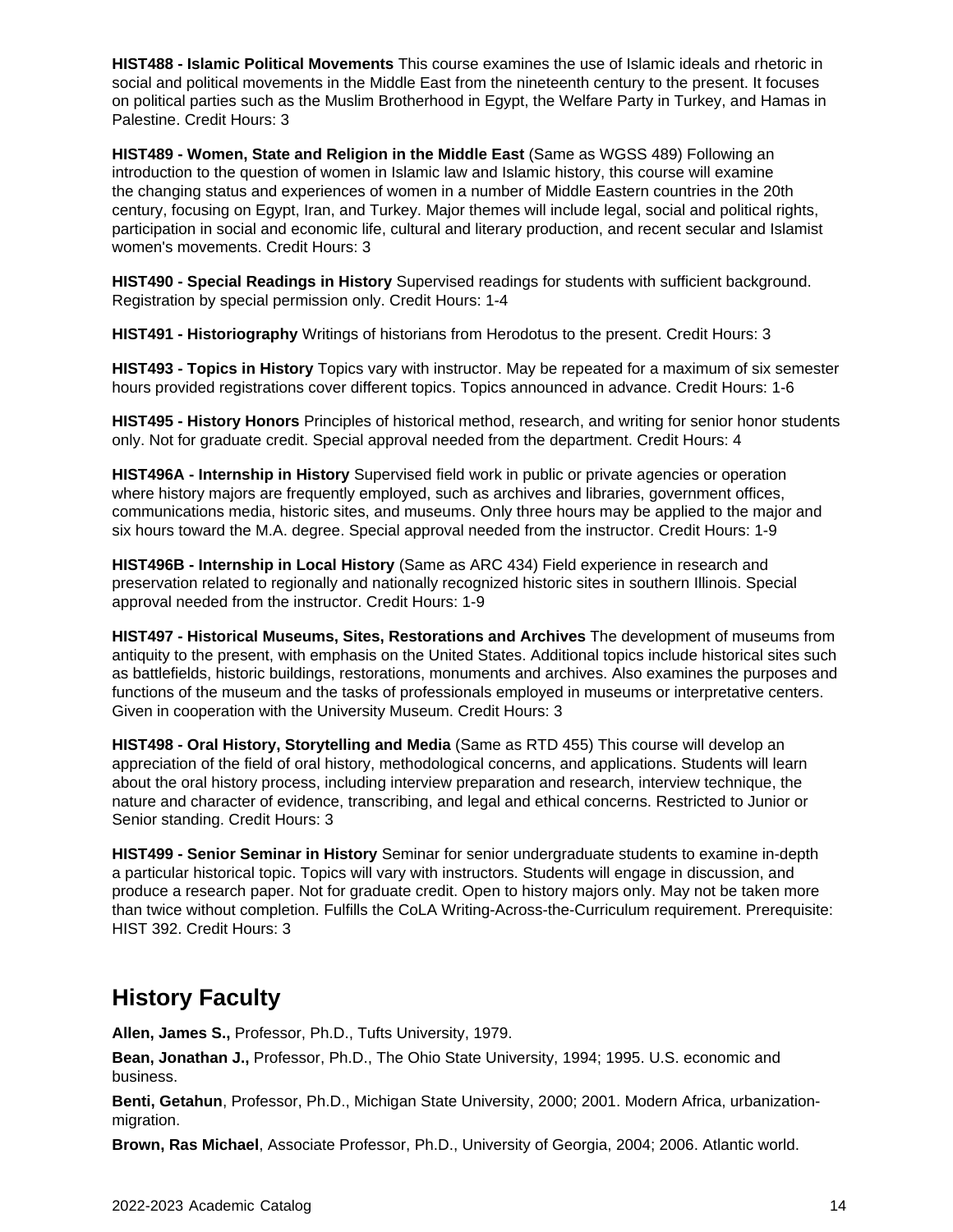**HIST488 - Islamic Political Movements** This course examines the use of Islamic ideals and rhetoric in social and political movements in the Middle East from the nineteenth century to the present. It focuses on political parties such as the Muslim Brotherhood in Egypt, the Welfare Party in Turkey, and Hamas in Palestine. Credit Hours: 3

**HIST489 - Women, State and Religion in the Middle East** (Same as WGSS 489) Following an introduction to the question of women in Islamic law and Islamic history, this course will examine the changing status and experiences of women in a number of Middle Eastern countries in the 20th century, focusing on Egypt, Iran, and Turkey. Major themes will include legal, social and political rights, participation in social and economic life, cultural and literary production, and recent secular and Islamist women's movements. Credit Hours: 3

**HIST490 - Special Readings in History** Supervised readings for students with sufficient background. Registration by special permission only. Credit Hours: 1-4

**HIST491 - Historiography** Writings of historians from Herodotus to the present. Credit Hours: 3

**HIST493 - Topics in History** Topics vary with instructor. May be repeated for a maximum of six semester hours provided registrations cover different topics. Topics announced in advance. Credit Hours: 1-6

**HIST495 - History Honors** Principles of historical method, research, and writing for senior honor students only. Not for graduate credit. Special approval needed from the department. Credit Hours: 4

**HIST496A - Internship in History** Supervised field work in public or private agencies or operation where history majors are frequently employed, such as archives and libraries, government offices, communications media, historic sites, and museums. Only three hours may be applied to the major and six hours toward the M.A. degree. Special approval needed from the instructor. Credit Hours: 1-9

**HIST496B - Internship in Local History** (Same as ARC 434) Field experience in research and preservation related to regionally and nationally recognized historic sites in southern Illinois. Special approval needed from the instructor. Credit Hours: 1-9

**HIST497 - Historical Museums, Sites, Restorations and Archives** The development of museums from antiquity to the present, with emphasis on the United States. Additional topics include historical sites such as battlefields, historic buildings, restorations, monuments and archives. Also examines the purposes and functions of the museum and the tasks of professionals employed in museums or interpretative centers. Given in cooperation with the University Museum. Credit Hours: 3

**HIST498 - Oral History, Storytelling and Media** (Same as RTD 455) This course will develop an appreciation of the field of oral history, methodological concerns, and applications. Students will learn about the oral history process, including interview preparation and research, interview technique, the nature and character of evidence, transcribing, and legal and ethical concerns. Restricted to Junior or Senior standing. Credit Hours: 3

**HIST499 - Senior Seminar in History** Seminar for senior undergraduate students to examine in-depth a particular historical topic. Topics will vary with instructors. Students will engage in discussion, and produce a research paper. Not for graduate credit. Open to history majors only. May not be taken more than twice without completion. Fulfills the CoLA Writing-Across-the-Curriculum requirement. Prerequisite: HIST 392. Credit Hours: 3

## History Faculty

**Allen, James S.,** Professor, Ph.D., Tufts University, 1979.

**Bean, Jonathan J.,** Professor, Ph.D., The Ohio State University, 1994; 1995. U.S. economic and business.

**Benti, Getahun**, Professor, Ph.D., Michigan State University, 2000; 2001. Modern Africa, urbanization-migration.

**Brown, Ras Michael**, Associate Professor, Ph.D., University of Georgia, 2004; 2006. Atlantic world.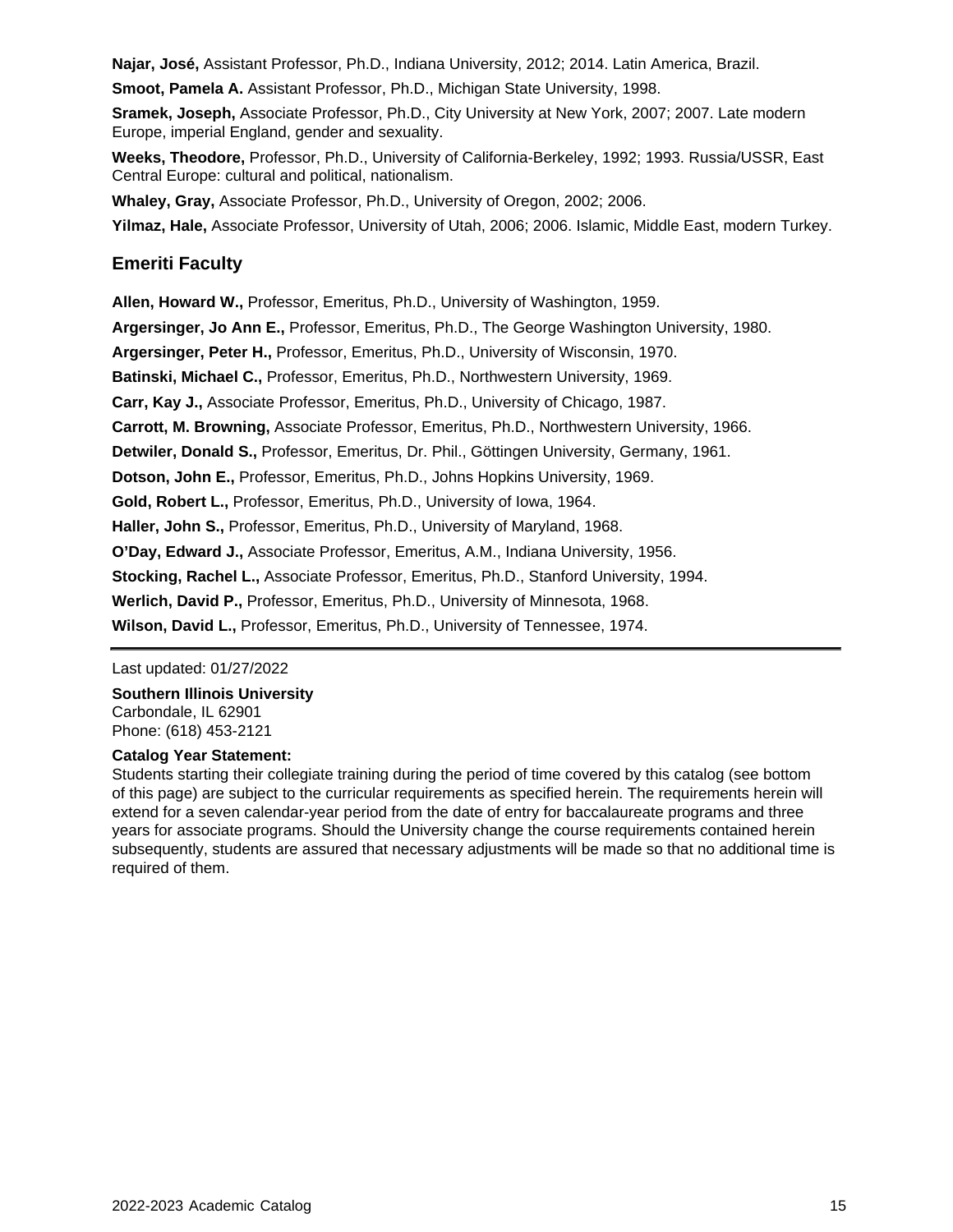**Najar, José,** Assistant Professor, Ph.D., Indiana University, 2012; 2014. Latin America, Brazil.

**Smoot, Pamela A.** Assistant Professor, Ph.D., Michigan State University, 1998.

**Sramek, Joseph,** Associate Professor, Ph.D., City University at New York, 2007; 2007. Late modern Europe, imperial England, gender and sexuality.

**Weeks, Theodore,** Professor, Ph.D., University of California-Berkeley, 1992; 1993. Russia/USSR, East Central Europe: cultural and political, nationalism.

**Whaley, Gray,** Associate Professor, Ph.D., University of Oregon, 2002; 2006.

**Yilmaz, Hale,** Associate Professor, University of Utah, 2006; 2006. Islamic, Middle East, modern Turkey.

## Emeriti Faculty

**Allen, Howard W.,** Professor, Emeritus, Ph.D., University of Washington, 1959.

**Argersinger, Jo Ann E.,** Professor, Emeritus, Ph.D., The George Washington University, 1980.

**Argersinger, Peter H.,** Professor, Emeritus, Ph.D., University of Wisconsin, 1970.

**Batinski, Michael C.,** Professor, Emeritus, Ph.D., Northwestern University, 1969.

**Carr, Kay J.,** Associate Professor, Emeritus, Ph.D., University of Chicago, 1987.

**Carrott, M. Browning,** Associate Professor, Emeritus, Ph.D., Northwestern University, 1966.

**Detwiler, Donald S.,** Professor, Emeritus, Dr. Phil., Göttingen University, Germany, 1961.

**Dotson, John E.,** Professor, Emeritus, Ph.D., Johns Hopkins University, 1969.

**Gold, Robert L.,** Professor, Emeritus, Ph.D., University of Iowa, 1964.

**Haller, John S.,** Professor, Emeritus, Ph.D., University of Maryland, 1968.

**O'Day, Edward J.,** Associate Professor, Emeritus, A.M., Indiana University, 1956.

**Stocking, Rachel L.,** Associate Professor, Emeritus, Ph.D., Stanford University, 1994.

**Werlich, David P.,** Professor, Emeritus, Ph.D., University of Minnesota, 1968.

**Wilson, David L.,** Professor, Emeritus, Ph.D., University of Tennessee, 1974.

---

Last updated: 01/27/2022

**Southern Illinois University**
Carbondale, IL 62901
Phone: (618) 453-2121

**Catalog Year Statement:**
Students starting their collegiate training during the period of time covered by this catalog (see bottom of this page) are subject to the curricular requirements as specified herein. The requirements herein will extend for a seven calendar-year period from the date of entry for baccalaureate programs and three years for associate programs. Should the University change the course requirements contained herein subsequently, students are assured that necessary adjustments will be made so that no additional time is required of them.